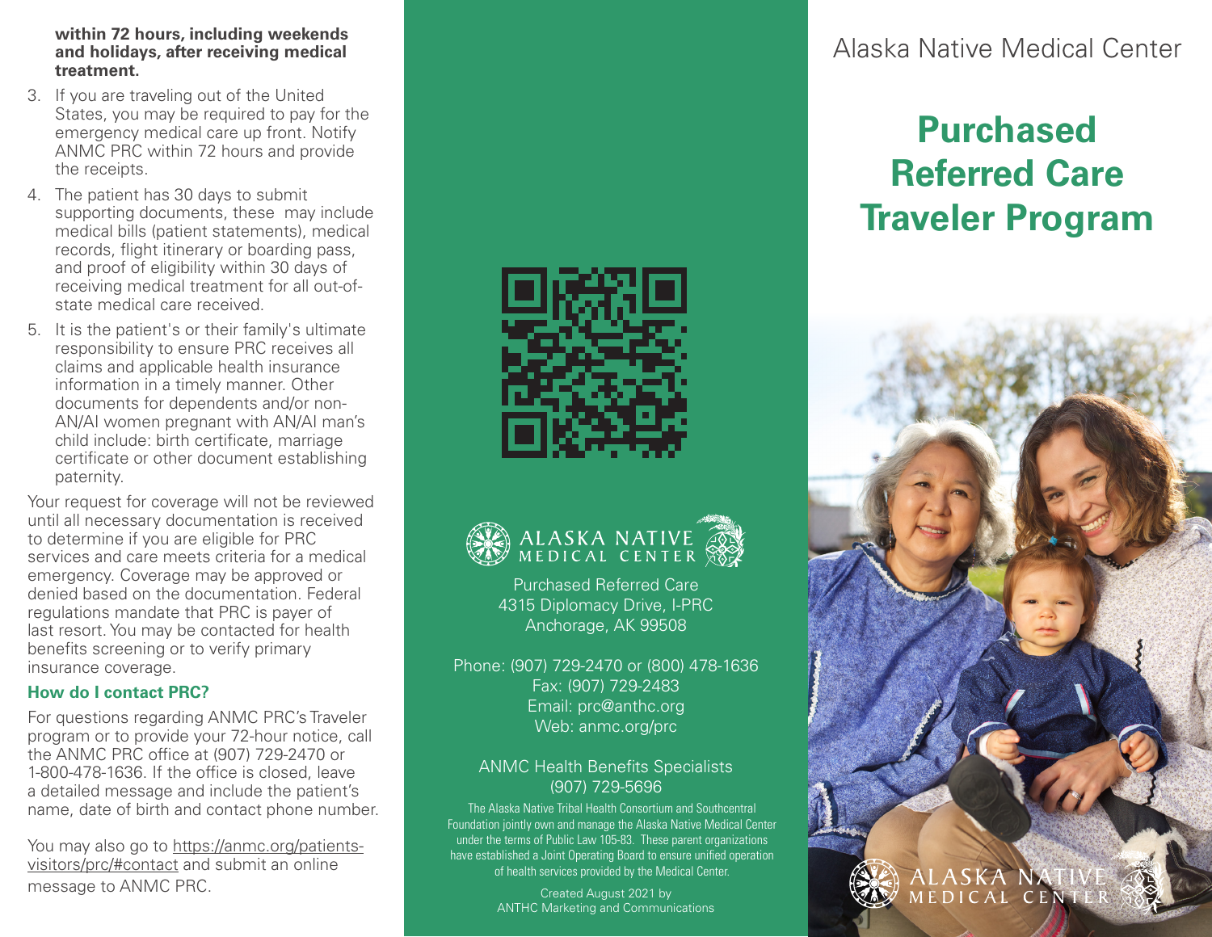**within 72 hours, including weekends and holidays, after receiving medical treatment.**

3. If you are traveling out of the United States, you may be required to pay for the emergency medical care up front. Notify ANMC PRC within 72 hours and provide the receipts.
4. The patient has 30 days to submit supporting documents, these may include medical bills (patient statements), medical records, flight itinerary or boarding pass, and proof of eligibility within 30 days of receiving medical treatment for all out-of-state medical care received.
5. It is the patient's or their family's ultimate responsibility to ensure PRC receives all claims and applicable health insurance information in a timely manner. Other documents for dependents and/or non-AN/AI women pregnant with AN/AI man's child include: birth certificate, marriage certificate or other document establishing paternity.

Your request for coverage will not be reviewed until all necessary documentation is received to determine if you are eligible for PRC services and care meets criteria for a medical emergency. Coverage may be approved or denied based on the documentation. Federal regulations mandate that PRC is payer of last resort. You may be contacted for health benefits screening or to verify primary insurance coverage.

### How do I contact PRC?

For questions regarding ANMC PRC's Traveler program or to provide your 72-hour notice, call the ANMC PRC office at (907) 729-2470 or 1-800-478-1636. If the office is closed, leave a detailed message and include the patient's name, date of birth and contact phone number.

You may also go to https://anmc.org/patients-visitors/prc/#contact and submit an online message to ANMC PRC.

ALASKA NATIVE MEDICAL CENTER

Purchased Referred Care
4315 Diplomacy Drive, I-PRC
Anchorage, AK 99508

Phone: (907) 729-2470 or (800) 478-1636
Fax: (907) 729-2483
Email: prc@anthc.org
Web: anmc.org/prc

ANMC Health Benefits Specialists
(907) 729-5696

The Alaska Native Tribal Health Consortium and Southcentral Foundation jointly own and manage the Alaska Native Medical Center under the terms of Public Law 105-83. These parent organizations have established a Joint Operating Board to ensure unified operation of health services provided by the Medical Center.

Created August 2021 by
ANTHC Marketing and Communications

Alaska Native Medical Center

# Purchased Referred Care Traveler Program

ALASKA NATIVE MEDICAL CENTER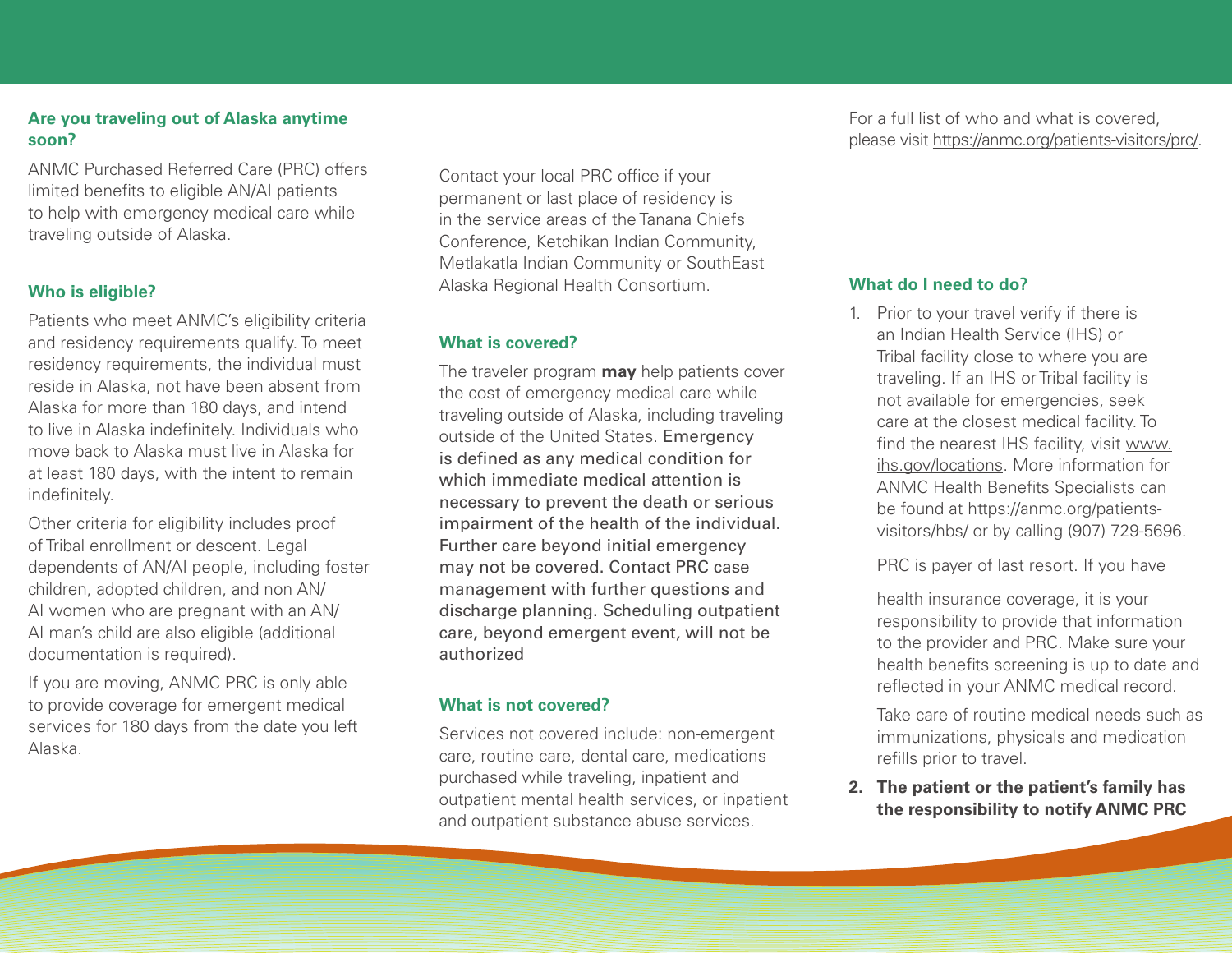### Are you traveling out of Alaska anytime soon?

ANMC Purchased Referred Care (PRC) offers limited benefits to eligible AN/AI patients to help with emergency medical care while traveling outside of Alaska.

### Who is eligible?

Patients who meet ANMC's eligibility criteria and residency requirements qualify. To meet residency requirements, the individual must reside in Alaska, not have been absent from Alaska for more than 180 days, and intend to live in Alaska indefinitely. Individuals who move back to Alaska must live in Alaska for at least 180 days, with the intent to remain indefinitely.

Other criteria for eligibility includes proof of Tribal enrollment or descent. Legal dependents of AN/AI people, including foster children, adopted children, and non AN/AI women who are pregnant with an AN/AI man's child are also eligible (additional documentation is required).

If you are moving, ANMC PRC is only able to provide coverage for emergent medical services for 180 days from the date you left Alaska.

Contact your local PRC office if your permanent or last place of residency is in the service areas of the Tanana Chiefs Conference, Ketchikan Indian Community, Metlakatla Indian Community or SouthEast Alaska Regional Health Consortium.

### What is covered?

The traveler program **may** help patients cover the cost of emergency medical care while traveling outside of Alaska, including traveling outside of the United States. Emergency is defined as any medical condition for which immediate medical attention is necessary to prevent the death or serious impairment of the health of the individual. Further care beyond initial emergency may not be covered. Contact PRC case management with further questions and discharge planning. Scheduling outpatient care, beyond emergent event, will not be authorized

### What is not covered?

Services not covered include: non-emergent care, routine care, dental care, medications purchased while traveling, inpatient and outpatient mental health services, or inpatient and outpatient substance abuse services.

For a full list of who and what is covered, please visit https://anmc.org/patients-visitors/prc/.

### What do I need to do?

1. Prior to your travel verify if there is an Indian Health Service (IHS) or Tribal facility close to where you are traveling. If an IHS or Tribal facility is not available for emergencies, seek care at the closest medical facility. To find the nearest IHS facility, visit www.ihs.gov/locations. More information for ANMC Health Benefits Specialists can be found at https://anmc.org/patients-visitors/hbs/ or by calling (907) 729-5696.

   PRC is payer of last resort. If you have health insurance coverage, it is your responsibility to provide that information to the provider and PRC. Make sure your health benefits screening is up to date and reflected in your ANMC medical record.

   Take care of routine medical needs such as immunizations, physicals and medication refills prior to travel.

2. **The patient or the patient's family has the responsibility to notify ANMC PRC**